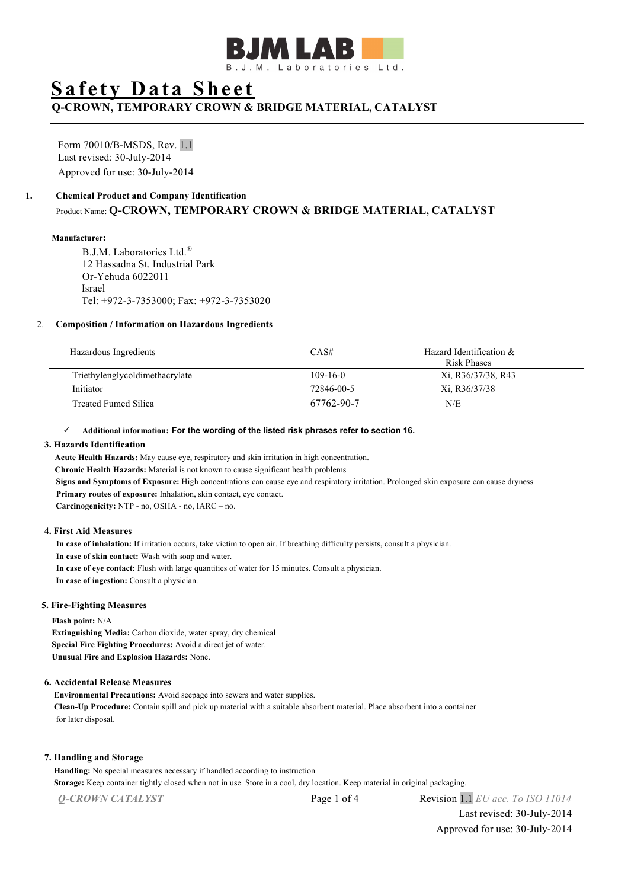BJM LAB
B.J.M. Laboratories Ltd.

# Safety Data Sheet

## Q-CROWN, TEMPORARY CROWN & BRIDGE MATERIAL, CATALYST

Form 70010/B-MSDS, Rev. 1.1
Last revised: 30-July-2014
Approved for use: 30-July-2014

### 1. Chemical Product and Company Identification

Product Name: **Q-CROWN, TEMPORARY CROWN & BRIDGE MATERIAL, CATALYST**

**Manufacturer:**

B.J.M. Laboratories Ltd.®
12 Hassadna St. Industrial Park
Or-Yehuda 6022011
Israel
Tel: +972-3-7353000; Fax: +972-3-7353020

### 2. Composition / Information on Hazardous Ingredients

| Hazardous Ingredients | CAS# | Hazard Identification & Risk Phases |
|---|---|---|
| Triethylenglycoldimethacrylate | 109-16-0 | Xi, R36/37/38, R43 |
| Initiator | 72846-00-5 | Xi, R36/37/38 |
| Treated Fumed Silica | 67762-90-7 | N/E |

✓ **Additional information: For the wording of the listed risk phrases refer to section 16.**

### 3. Hazards Identification

**Acute Health Hazards:** May cause eye, respiratory and skin irritation in high concentration.
**Chronic Health Hazards:** Material is not known to cause significant health problems
**Signs and Symptoms of Exposure:** High concentrations can cause eye and respiratory irritation. Prolonged skin exposure can cause dryness
**Primary routes of exposure:** Inhalation, skin contact, eye contact.
**Carcinogenicity:** NTP - no, OSHA - no, IARC – no.

### 4. First Aid Measures

**In case of inhalation:** If irritation occurs, take victim to open air. If breathing difficulty persists, consult a physician.
**In case of skin contact:** Wash with soap and water.
**In case of eye contact:** Flush with large quantities of water for 15 minutes. Consult a physician.
**In case of ingestion:** Consult a physician.

### 5. Fire-Fighting Measures

**Flash point:** N/A
**Extinguishing Media:** Carbon dioxide, water spray, dry chemical
**Special Fire Fighting Procedures:** Avoid a direct jet of water.
**Unusual Fire and Explosion Hazards:** None.

### 6. Accidental Release Measures

**Environmental Precautions:** Avoid seepage into sewers and water supplies.
**Clean-Up Procedure:** Contain spill and pick up material with a suitable absorbent material. Place absorbent into a container for later disposal.

### 7. Handling and Storage

**Handling:** No special measures necessary if handled according to instruction
**Storage:** Keep container tightly closed when not in use. Store in a cool, dry location. Keep material in original packaging.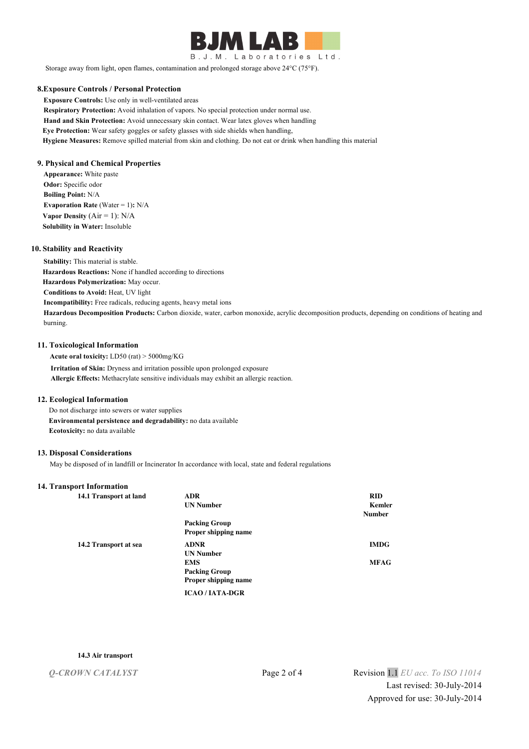Storage away from light, open flames, contamination and prolonged storage above 24°C (75°F).

## 8.Exposure Controls / Personal Protection

**Exposure Controls:** Use only in well-ventilated areas

**Respiratory Protection:** Avoid inhalation of vapors. No special protection under normal use.

**Hand and Skin Protection:** Avoid unnecessary skin contact. Wear latex gloves when handling

**Eye Protection:** Wear safety goggles or safety glasses with side shields when handling,

**Hygiene Measures:** Remove spilled material from skin and clothing. Do not eat or drink when handling this material

## 9. Physical and Chemical Properties

**Appearance:** White paste

**Odor:** Specific odor

**Boiling Point:** N/A

**Evaporation Rate** (Water = 1)**:** N/A

**Vapor Density** (Air = 1): N/A

**Solubility in Water:** Insoluble

## 10. Stability and Reactivity

**Stability:** This material is stable.

**Hazardous Reactions:** None if handled according to directions

**Hazardous Polymerization:** May occur.

**Conditions to Avoid:** Heat, UV light

**Incompatibility:** Free radicals, reducing agents, heavy metal ions

**Hazardous Decomposition Products:** Carbon dioxide, water, carbon monoxide, acrylic decomposition products, depending on conditions of heating and burning.

## 11. Toxicological Information

**Acute oral toxicity:** LD50 (rat) > 5000mg/KG

**Irritation of Skin:** Dryness and irritation possible upon prolonged exposure

**Allergic Effects:** Methacrylate sensitive individuals may exhibit an allergic reaction.

## 12. Ecological Information

Do not discharge into sewers or water supplies

**Environmental persistence and degradability:** no data available

**Ecotoxicity:** no data available

## 13. Disposal Considerations

May be disposed of in landfill or Incinerator In accordance with local, state and federal regulations

## 14. Transport Information

| | | |
|---|---|---|
| **14.1 Transport at land** | **ADR** | **RID** |
| | **UN Number** | **Kemler Number** |
| | **Packing Group** | |
| | **Proper shipping name** | |
| **14.2 Transport at sea** | **ADNR** | **IMDG** |
| | **UN Number** | |
| | **EMS** | **MFAG** |
| | **Packing Group** | |
| | **Proper shipping name** | |
| | **ICAO / IATA-DGR** | |

**14.3 Air transport**

*Q-CROWN CATALYST*

Revision 1.1 *EU acc. To ISO 11014*
Last revised: 30-July-2014
Approved for use: 30-July-2014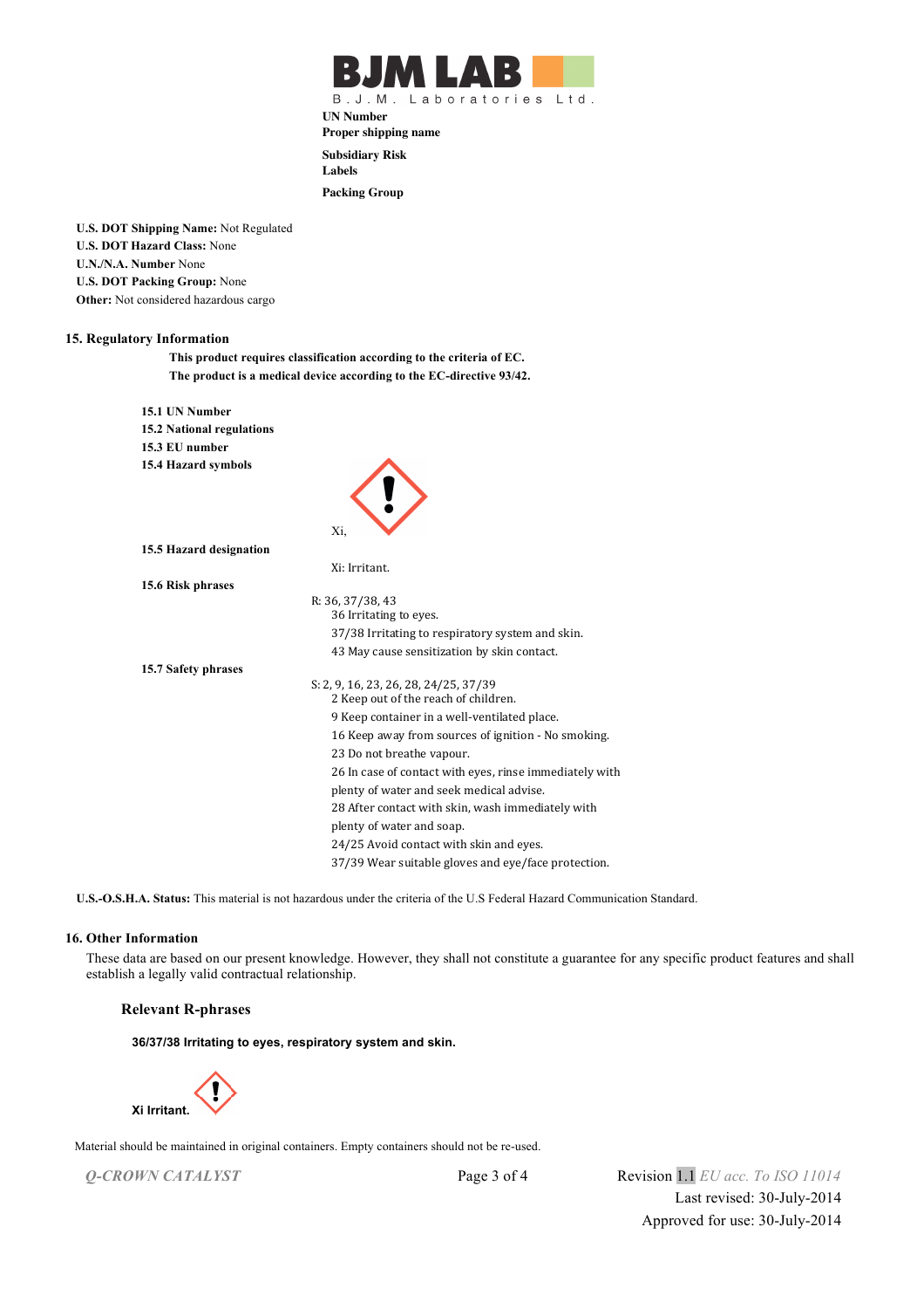UN Number
Proper shipping name

Subsidiary Risk
Labels

Packing Group

**U.S. DOT Shipping Name:** Not Regulated
**U.S. DOT Hazard Class:** None
**U.N./N.A. Number** None
**U.S. DOT Packing Group:** None
**Other:** Not considered hazardous cargo

## 15. Regulatory Information

**This product requires classification according to the criteria of EC.**
**The product is a medical device according to the EC-directive 93/42.**

**15.1 UN Number**
**15.2 National regulations**
**15.3 EU number**
**15.4 Hazard symbols**

Xi,

**15.5 Hazard designation**

Xi: Irritant.

**15.6 Risk phrases**

R: 36, 37/38, 43
36 Irritating to eyes.
37/38 Irritating to respiratory system and skin.
43 May cause sensitization by skin contact.

**15.7 Safety phrases**

S: 2, 9, 16, 23, 26, 28, 24/25, 37/39
2 Keep out of the reach of children.
9 Keep container in a well-ventilated place.
16 Keep away from sources of ignition - No smoking.
23 Do not breathe vapour.
26 In case of contact with eyes, rinse immediately with plenty of water and seek medical advise.
28 After contact with skin, wash immediately with plenty of water and soap.
24/25 Avoid contact with skin and eyes.
37/39 Wear suitable gloves and eye/face protection.

**U.S.-O.S.H.A. Status:** This material is not hazardous under the criteria of the U.S Federal Hazard Communication Standard.

## 16. Other Information

These data are based on our present knowledge. However, they shall not constitute a guarantee for any specific product features and shall establish a legally valid contractual relationship.

### Relevant R-phrases

**36/37/38 Irritating to eyes, respiratory system and skin.**

**Xi Irritant.**

Material should be maintained in original containers. Empty containers should not be re-used.

*Q-CROWN CATALYST* Revision 1.1 *EU acc. To ISO 11014*
Last revised: 30-July-2014
Approved for use: 30-July-2014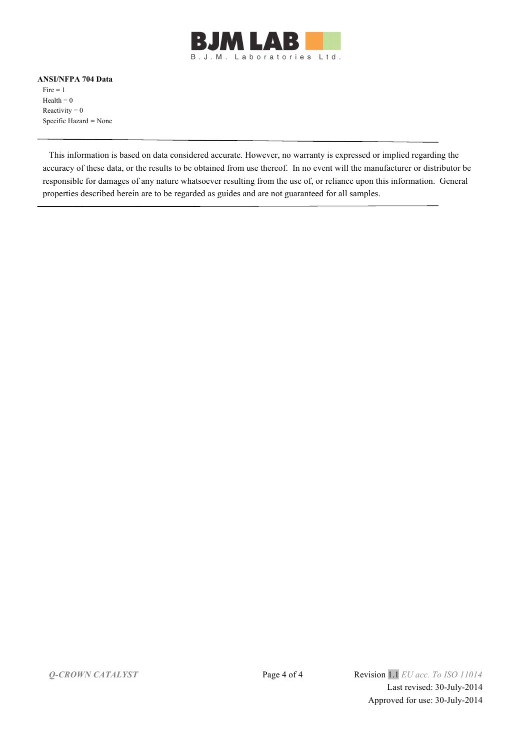**ANSI/NFPA 704 Data**

Fire = 1
Health = 0
Reactivity = 0
Specific Hazard = None

---

This information is based on data considered accurate. However, no warranty is expressed or implied regarding the accuracy of these data, or the results to be obtained from use thereof. In no event will the manufacturer or distributor be responsible for damages of any nature whatsoever resulting from the use of, or reliance upon this information. General properties described herein are to be regarded as guides and are not guaranteed for all samples.

---